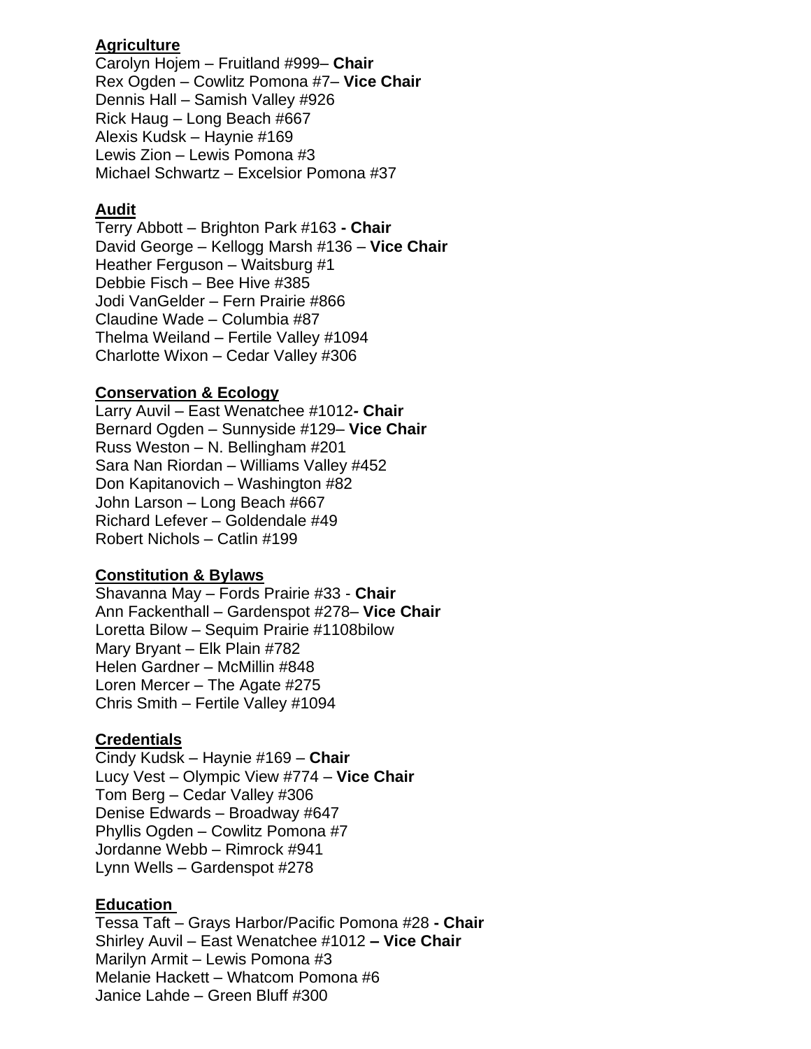**Agriculture**

Carolyn Hojem – Fruitland #999– **Chair**
Rex Ogden – Cowlitz Pomona #7– **Vice Chair**
Dennis Hall – Samish Valley #926
Rick Haug – Long Beach #667
Alexis Kudsk – Haynie #169
Lewis Zion – Lewis Pomona #3
Michael Schwartz – Excelsior Pomona #37

**Audit**

Terry Abbott – Brighton Park #163 **- Chair**
David George – Kellogg Marsh #136 – **Vice Chair**
Heather Ferguson – Waitsburg #1
Debbie Fisch – Bee Hive #385
Jodi VanGelder – Fern Prairie #866
Claudine Wade – Columbia #87
Thelma Weiland – Fertile Valley #1094
Charlotte Wixon – Cedar Valley #306

**Conservation & Ecology**

Larry Auvil – East Wenatchee #1012**- Chair**
Bernard Ogden – Sunnyside #129– **Vice Chair**
Russ Weston – N. Bellingham #201
Sara Nan Riordan – Williams Valley #452
Don Kapitanovich – Washington #82
John Larson – Long Beach #667
Richard Lefever – Goldendale #49
Robert Nichols – Catlin #199

**Constitution & Bylaws**

Shavanna May – Fords Prairie #33 - **Chair**
Ann Fackenthall – Gardenspot #278– **Vice Chair**
Loretta Bilow – Sequim Prairie #1108bilow
Mary Bryant – Elk Plain #782
Helen Gardner – McMillin #848
Loren Mercer – The Agate #275
Chris Smith – Fertile Valley #1094

**Credentials**

Cindy Kudsk – Haynie #169 – **Chair**
Lucy Vest – Olympic View #774 – **Vice Chair**
Tom Berg – Cedar Valley #306
Denise Edwards – Broadway #647
Phyllis Ogden – Cowlitz Pomona #7
Jordanne Webb – Rimrock #941
Lynn Wells – Gardenspot #278

**Education**

Tessa Taft – Grays Harbor/Pacific Pomona #28 **- Chair**
Shirley Auvil – East Wenatchee #1012 **– Vice Chair**
Marilyn Armit – Lewis Pomona #3
Melanie Hackett – Whatcom Pomona #6
Janice Lahde – Green Bluff #300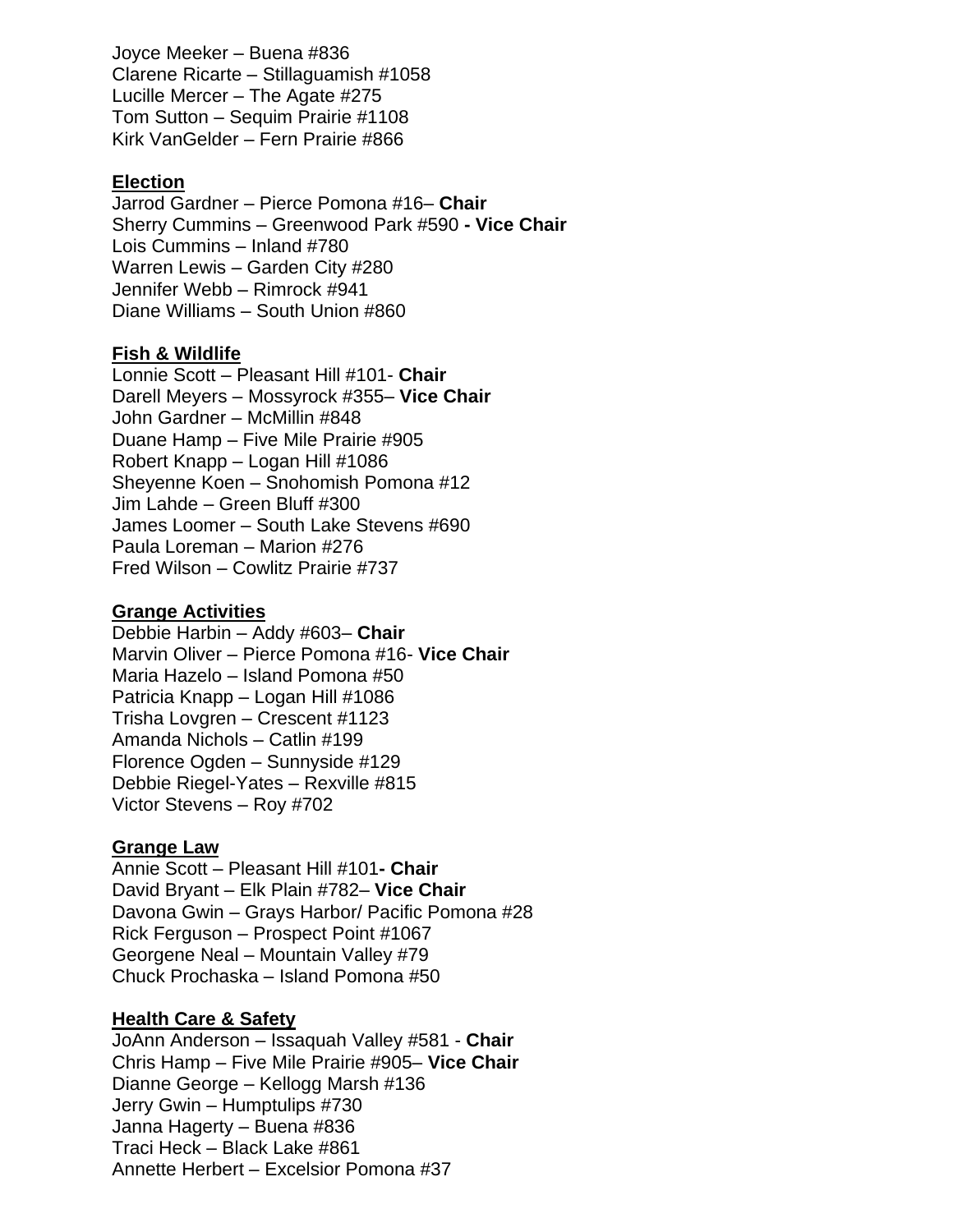Joyce Meeker – Buena #836
Clarene Ricarte – Stillaguamish #1058
Lucille Mercer – The Agate #275
Tom Sutton – Sequim Prairie #1108
Kirk VanGelder – Fern Prairie #866

**Election**

Jarrod Gardner – Pierce Pomona #16– **Chair**
Sherry Cummins – Greenwood Park #590 **- Vice Chair**
Lois Cummins – Inland #780
Warren Lewis – Garden City #280
Jennifer Webb – Rimrock #941
Diane Williams – South Union #860

**Fish & Wildlife**

Lonnie Scott – Pleasant Hill #101- **Chair**
Darell Meyers – Mossyrock #355– **Vice Chair**
John Gardner – McMillin #848
Duane Hamp – Five Mile Prairie #905
Robert Knapp – Logan Hill #1086
Sheyenne Koen – Snohomish Pomona #12
Jim Lahde – Green Bluff #300
James Loomer – South Lake Stevens #690
Paula Loreman – Marion #276
Fred Wilson – Cowlitz Prairie #737

**Grange Activities**

Debbie Harbin – Addy #603– **Chair**
Marvin Oliver – Pierce Pomona #16- **Vice Chair**
Maria Hazelo – Island Pomona #50
Patricia Knapp – Logan Hill #1086
Trisha Lovgren – Crescent #1123
Amanda Nichols – Catlin #199
Florence Ogden – Sunnyside #129
Debbie Riegel-Yates – Rexville #815
Victor Stevens – Roy #702

**Grange Law**

Annie Scott – Pleasant Hill #101**- Chair**
David Bryant – Elk Plain #782– **Vice Chair**
Davona Gwin – Grays Harbor/ Pacific Pomona #28
Rick Ferguson – Prospect Point #1067
Georgene Neal – Mountain Valley #79
Chuck Prochaska – Island Pomona #50

**Health Care & Safety**

JoAnn Anderson – Issaquah Valley #581 - **Chair**
Chris Hamp – Five Mile Prairie #905– **Vice Chair**
Dianne George – Kellogg Marsh #136
Jerry Gwin – Humptulips #730
Janna Hagerty – Buena #836
Traci Heck – Black Lake #861
Annette Herbert – Excelsior Pomona #37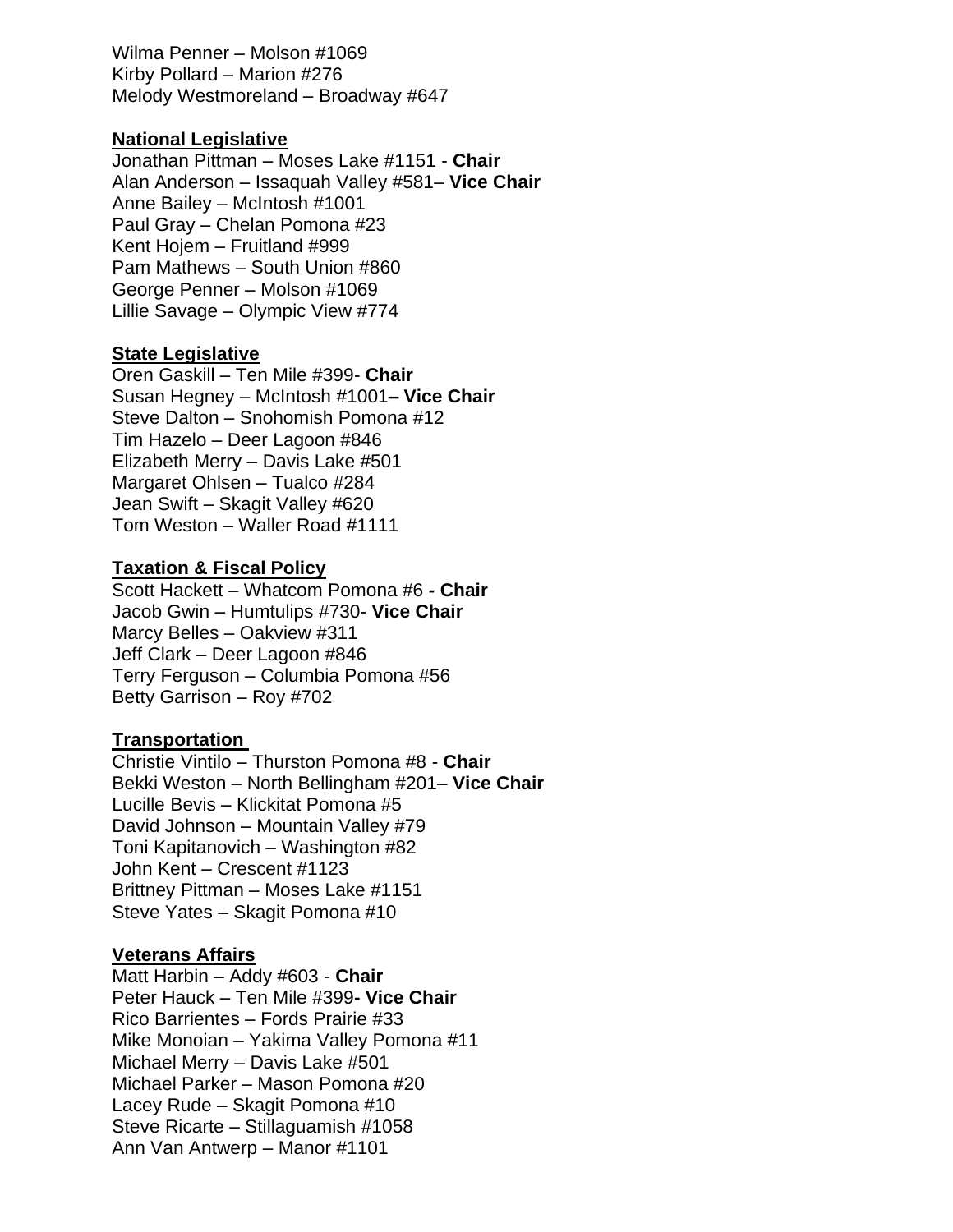Wilma Penner – Molson #1069
Kirby Pollard – Marion #276
Melody Westmoreland – Broadway #647

**National Legislative**

Jonathan Pittman – Moses Lake #1151 - **Chair**
Alan Anderson – Issaquah Valley #581– **Vice Chair**
Anne Bailey – McIntosh #1001
Paul Gray – Chelan Pomona #23
Kent Hojem – Fruitland #999
Pam Mathews – South Union #860
George Penner – Molson #1069
Lillie Savage – Olympic View #774

**State Legislative**

Oren Gaskill – Ten Mile #399- **Chair**
Susan Hegney – McIntosh #1001**– Vice Chair**
Steve Dalton – Snohomish Pomona #12
Tim Hazelo – Deer Lagoon #846
Elizabeth Merry – Davis Lake #501
Margaret Ohlsen – Tualco #284
Jean Swift – Skagit Valley #620
Tom Weston – Waller Road #1111

**Taxation & Fiscal Policy**

Scott Hackett – Whatcom Pomona #6 **- Chair**
Jacob Gwin – Humtulips #730- **Vice Chair**
Marcy Belles – Oakview #311
Jeff Clark – Deer Lagoon #846
Terry Ferguson – Columbia Pomona #56
Betty Garrison – Roy #702

**Transportation**

Christie Vintilo – Thurston Pomona #8 - **Chair**
Bekki Weston – North Bellingham #201– **Vice Chair**
Lucille Bevis – Klickitat Pomona #5
David Johnson – Mountain Valley #79
Toni Kapitanovich – Washington #82
John Kent – Crescent #1123
Brittney Pittman – Moses Lake #1151
Steve Yates – Skagit Pomona #10

**Veterans Affairs**

Matt Harbin – Addy #603 - **Chair**
Peter Hauck – Ten Mile #399**- Vice Chair**
Rico Barrientes – Fords Prairie #33
Mike Monoian – Yakima Valley Pomona #11
Michael Merry – Davis Lake #501
Michael Parker – Mason Pomona #20
Lacey Rude – Skagit Pomona #10
Steve Ricarte – Stillaguamish #1058
Ann Van Antwerp – Manor #1101